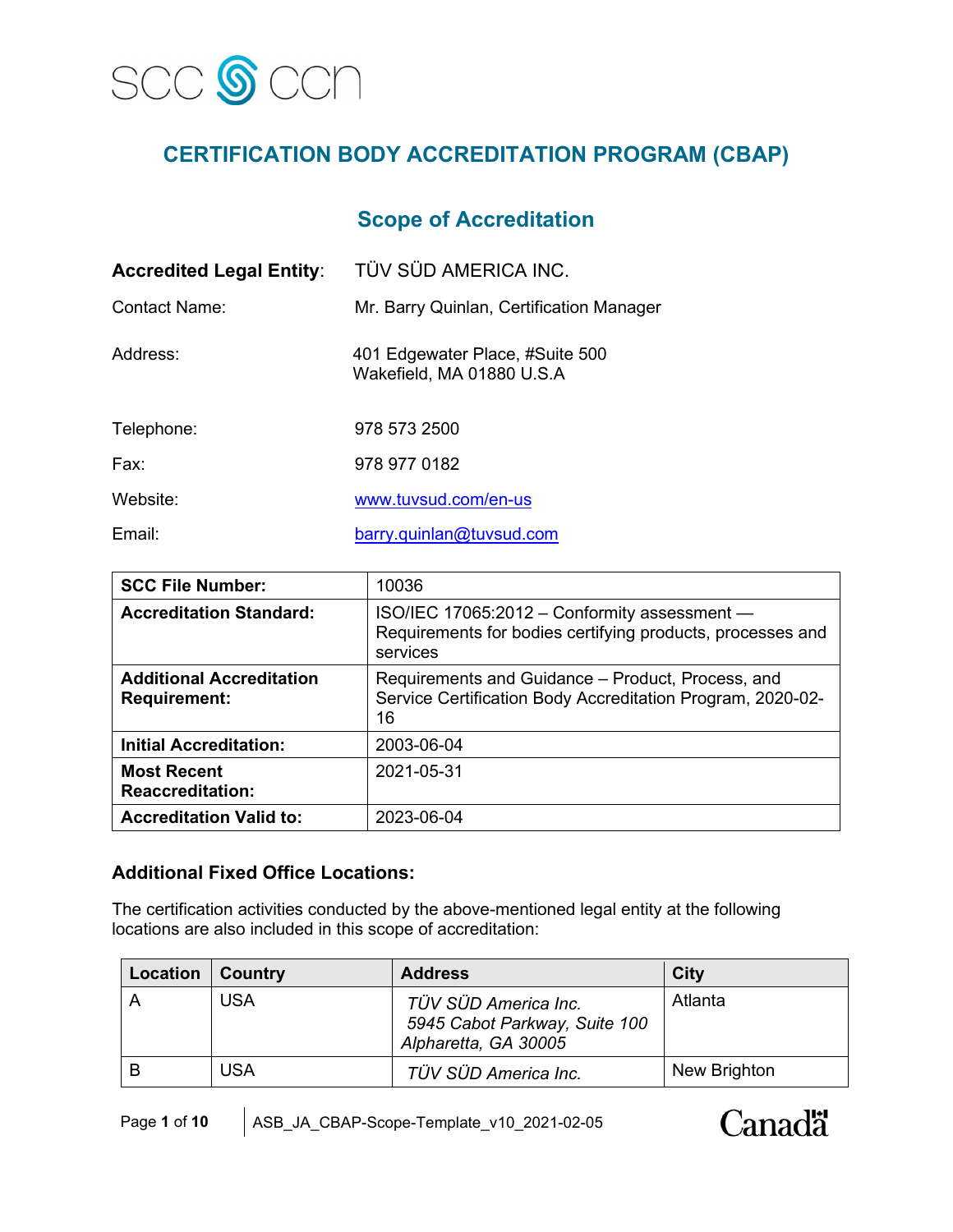SCC CCN

# CERTIFICATION BODY ACCREDITATION PROGRAM (CBAP)

## Scope of Accreditation

**Accredited Legal Entity**: TÜV SÜD AMERICA INC.

Contact Name: Mr. Barry Quinlan, Certification Manager

Address: 401 Edgewater Place, #Suite 500
Wakefield, MA 01880 U.S.A

Telephone: 978 573 2500

Fax: 978 977 0182

Website: www.tuvsud.com/en-us

Email: barry.quinlan@tuvsud.com

| | |
|---|---|
| **SCC File Number:** | 10036 |
| **Accreditation Standard:** | ISO/IEC 17065:2012 – Conformity assessment — Requirements for bodies certifying products, processes and services |
| **Additional Accreditation Requirement:** | Requirements and Guidance – Product, Process, and Service Certification Body Accreditation Program, 2020-02-16 |
| **Initial Accreditation:** | 2003-06-04 |
| **Most Recent Reaccreditation:** | 2021-05-31 |
| **Accreditation Valid to:** | 2023-06-04 |

### Additional Fixed Office Locations:

The certification activities conducted by the above-mentioned legal entity at the following locations are also included in this scope of accreditation:

| Location | Country | Address | City |
|---|---|---|---|
| A | USA | *TÜV SÜD America Inc. 5945 Cabot Parkway, Suite 100 Alpharetta, GA 30005* | Atlanta |
| B | USA | *TÜV SÜD America Inc.* | New Brighton |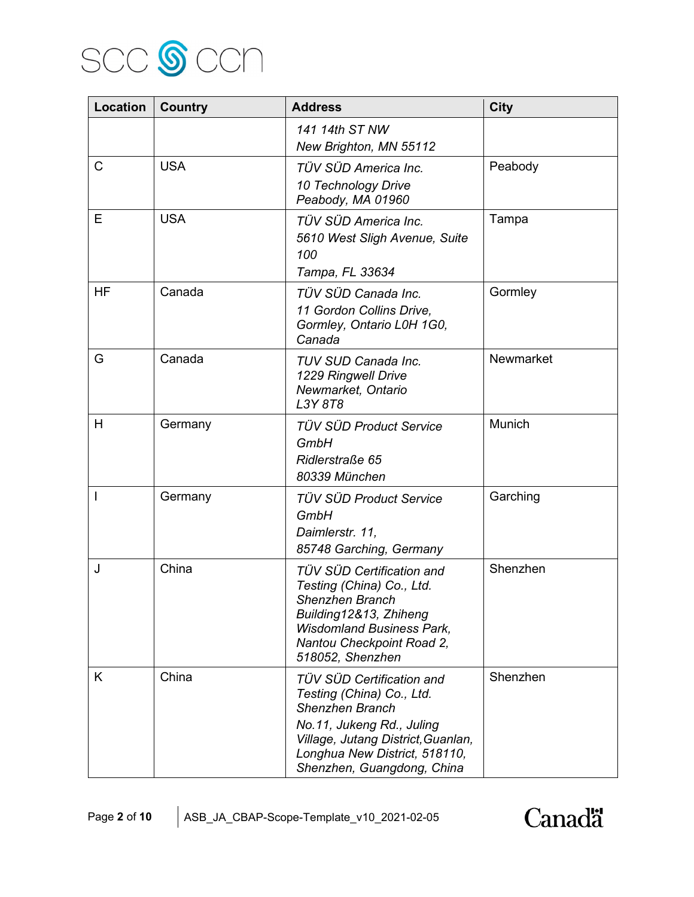| Location | Country | Address | City |
|---|---|---|---|
| | | *141 14th ST NW New Brighton, MN 55112* | |
| C | USA | *TÜV SÜD America Inc. 10 Technology Drive Peabody, MA 01960* | Peabody |
| E | USA | *TÜV SÜD America Inc. 5610 West Sligh Avenue, Suite 100 Tampa, FL 33634* | Tampa |
| HF | Canada | *TÜV SÜD Canada Inc. 11 Gordon Collins Drive, Gormley, Ontario L0H 1G0, Canada* | Gormley |
| G | Canada | *TUV SUD Canada Inc. 1229 Ringwell Drive Newmarket, Ontario L3Y 8T8* | Newmarket |
| H | Germany | *TÜV SÜD Product Service GmbH Ridlerstraße 65 80339 München* | Munich |
| I | Germany | *TÜV SÜD Product Service GmbH Daimlerstr. 11, 85748 Garching, Germany* | Garching |
| J | China | *TÜV SÜD Certification and Testing (China) Co., Ltd. Shenzhen Branch Building12&13, Zhiheng Wisdomland Business Park, Nantou Checkpoint Road 2, 518052, Shenzhen* | Shenzhen |
| K | China | *TÜV SÜD Certification and Testing (China) Co., Ltd. Shenzhen Branch No.11, Jukeng Rd., Juling Village, Jutang District,Guanlan, Longhua New District, 518110, Shenzhen, Guangdong, China* | Shenzhen |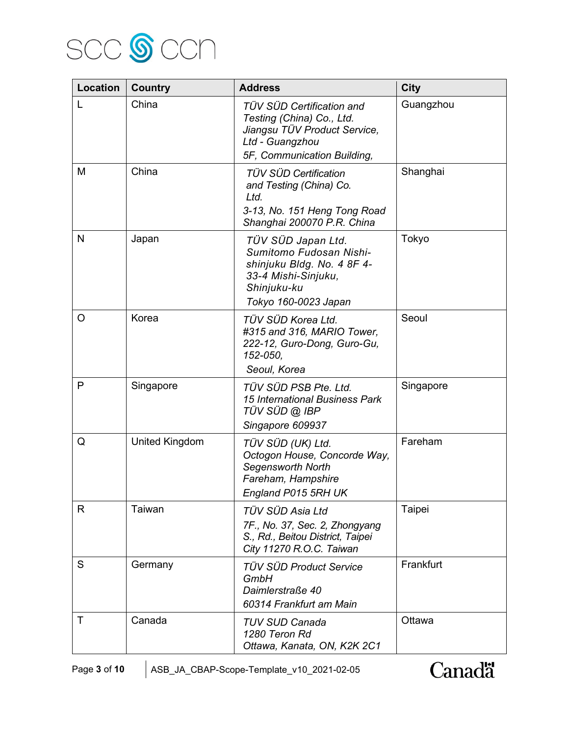| Location | Country | Address | City |
|---|---|---|---|
| L | China | *TÜV SÜD Certification and Testing (China) Co., Ltd. Jiangsu TÜV Product Service, Ltd - Guangzhou 5F, Communication Building,* | Guangzhou |
| M | China | *TÜV SÜD Certification and Testing (China) Co. Ltd. 3-13, No. 151 Heng Tong Road Shanghai 200070 P.R. China* | Shanghai |
| N | Japan | *TÜV SÜD Japan Ltd. Sumitomo Fudosan Nishi-shinjuku Bldg. No. 4 8F 4-33-4 Mishi-Sinjuku, Shinjuku-ku Tokyo 160-0023 Japan* | Tokyo |
| O | Korea | *TÜV SÜD Korea Ltd. #315 and 316, MARIO Tower, 222-12, Guro-Dong, Guro-Gu, 152-050, Seoul, Korea* | Seoul |
| P | Singapore | *TÜV SÜD PSB Pte. Ltd. 15 International Business Park TÜV SÜD @ IBP Singapore 609937* | Singapore |
| Q | United Kingdom | *TÜV SÜD (UK) Ltd. Octogon House, Concorde Way, Segensworth North Fareham, Hampshire England P015 5RH UK* | Fareham |
| R | Taiwan | *TÜV SÜD Asia Ltd 7F., No. 37, Sec. 2, Zhongyang S., Rd., Beitou District, Taipei City 11270 R.O.C. Taiwan* | Taipei |
| S | Germany | *TÜV SÜD Product Service GmbH Daimlerstraße 40 60314 Frankfurt am Main* | Frankfurt |
| T | Canada | *TUV SUD Canada 1280 Teron Rd Ottawa, Kanata, ON, K2K 2C1* | Ottawa |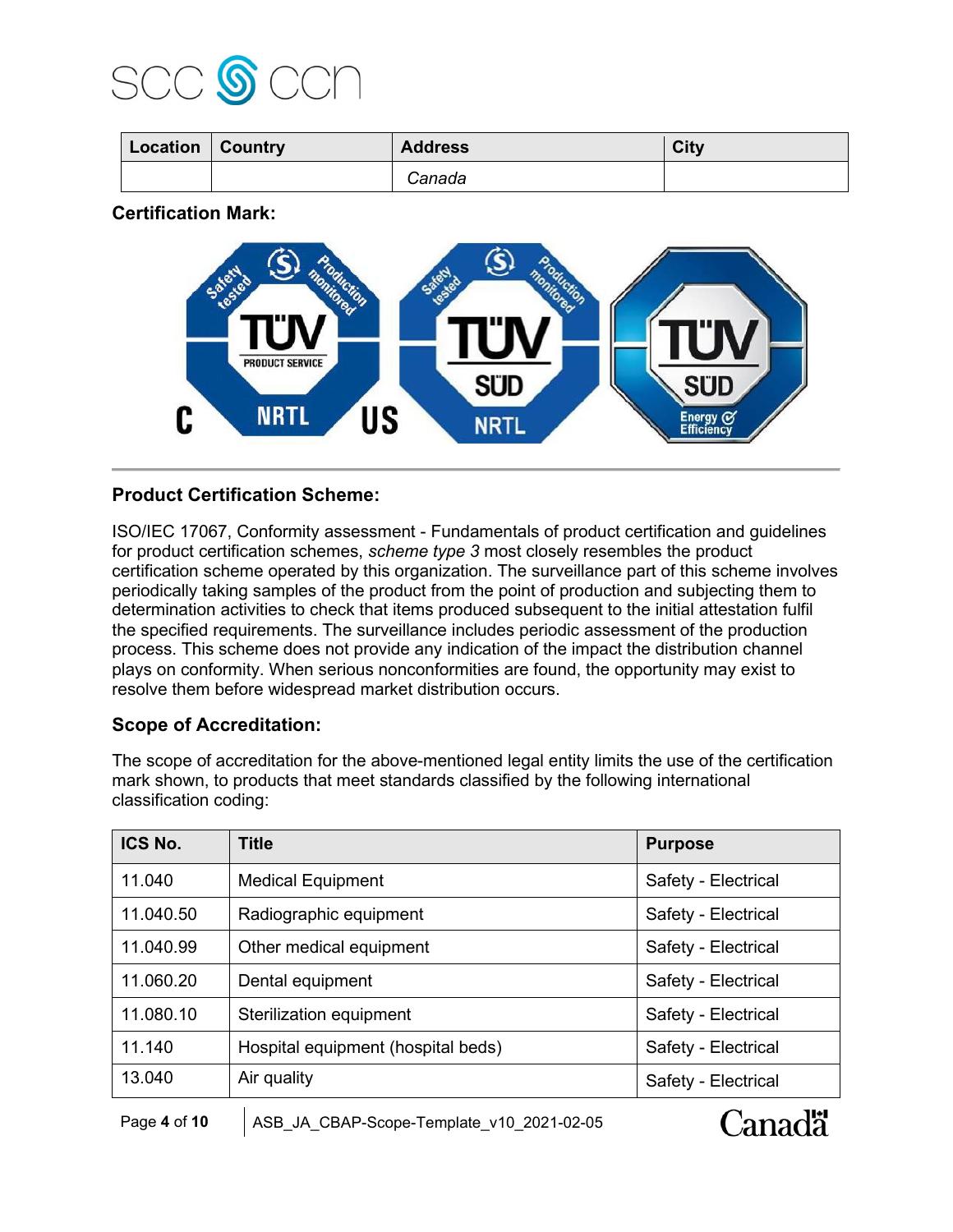| Location | Country | Address | City |
| --- | --- | --- | --- |
| | | *Canada* | |

**Certification Mark:**

## Product Certification Scheme:

ISO/IEC 17067, Conformity assessment - Fundamentals of product certification and guidelines for product certification schemes, *scheme type 3* most closely resembles the product certification scheme operated by this organization. The surveillance part of this scheme involves periodically taking samples of the product from the point of production and subjecting them to determination activities to check that items produced subsequent to the initial attestation fulfil the specified requirements. The surveillance includes periodic assessment of the production process. This scheme does not provide any indication of the impact the distribution channel plays on conformity. When serious nonconformities are found, the opportunity may exist to resolve them before widespread market distribution occurs.

## Scope of Accreditation:

The scope of accreditation for the above-mentioned legal entity limits the use of the certification mark shown, to products that meet standards classified by the following international classification coding:

| ICS No. | Title | Purpose |
| --- | --- | --- |
| 11.040 | Medical Equipment | Safety - Electrical |
| 11.040.50 | Radiographic equipment | Safety - Electrical |
| 11.040.99 | Other medical equipment | Safety - Electrical |
| 11.060.20 | Dental equipment | Safety - Electrical |
| 11.080.10 | Sterilization equipment | Safety - Electrical |
| 11.140 | Hospital equipment (hospital beds) | Safety - Electrical |
| 13.040 | Air quality | Safety - Electrical |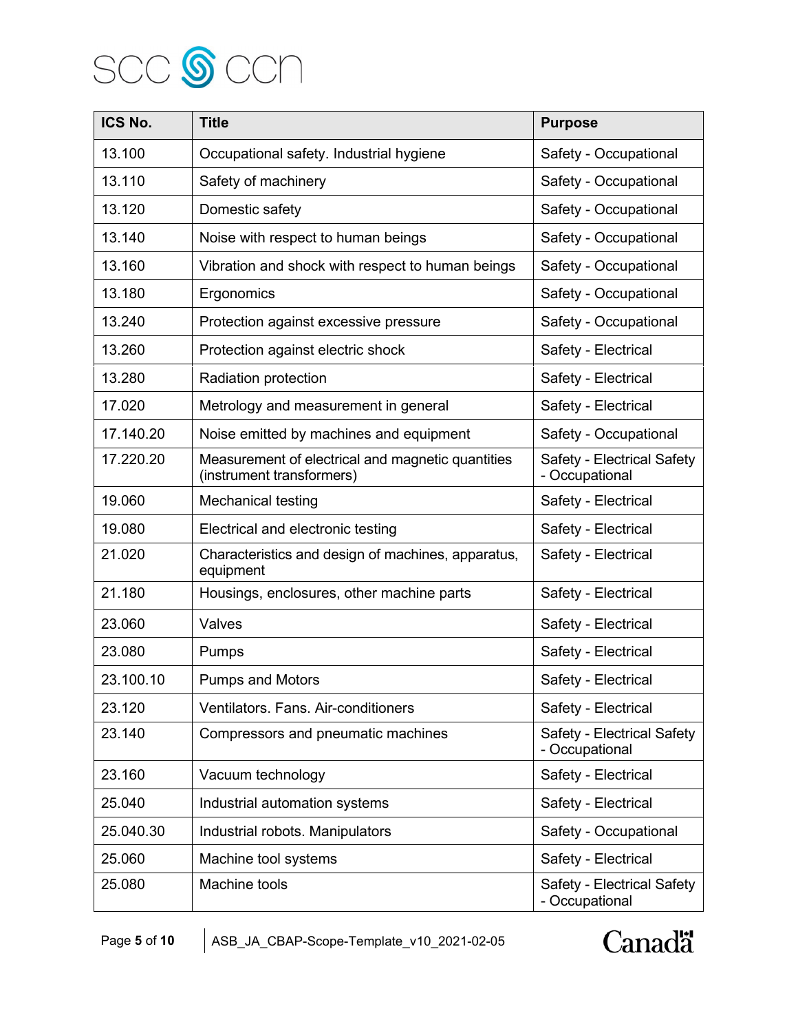| ICS No. | Title | Purpose |
|---|---|---|
| 13.100 | Occupational safety. Industrial hygiene | Safety - Occupational |
| 13.110 | Safety of machinery | Safety - Occupational |
| 13.120 | Domestic safety | Safety - Occupational |
| 13.140 | Noise with respect to human beings | Safety - Occupational |
| 13.160 | Vibration and shock with respect to human beings | Safety - Occupational |
| 13.180 | Ergonomics | Safety - Occupational |
| 13.240 | Protection against excessive pressure | Safety - Occupational |
| 13.260 | Protection against electric shock | Safety - Electrical |
| 13.280 | Radiation protection | Safety - Electrical |
| 17.020 | Metrology and measurement in general | Safety - Electrical |
| 17.140.20 | Noise emitted by machines and equipment | Safety - Occupational |
| 17.220.20 | Measurement of electrical and magnetic quantities (instrument transformers) | Safety - Electrical Safety - Occupational |
| 19.060 | Mechanical testing | Safety - Electrical |
| 19.080 | Electrical and electronic testing | Safety - Electrical |
| 21.020 | Characteristics and design of machines, apparatus, equipment | Safety - Electrical |
| 21.180 | Housings, enclosures, other machine parts | Safety - Electrical |
| 23.060 | Valves | Safety - Electrical |
| 23.080 | Pumps | Safety - Electrical |
| 23.100.10 | Pumps and Motors | Safety - Electrical |
| 23.120 | Ventilators. Fans. Air-conditioners | Safety - Electrical |
| 23.140 | Compressors and pneumatic machines | Safety - Electrical Safety - Occupational |
| 23.160 | Vacuum technology | Safety - Electrical |
| 25.040 | Industrial automation systems | Safety - Electrical |
| 25.040.30 | Industrial robots. Manipulators | Safety - Occupational |
| 25.060 | Machine tool systems | Safety - Electrical |
| 25.080 | Machine tools | Safety - Electrical Safety - Occupational |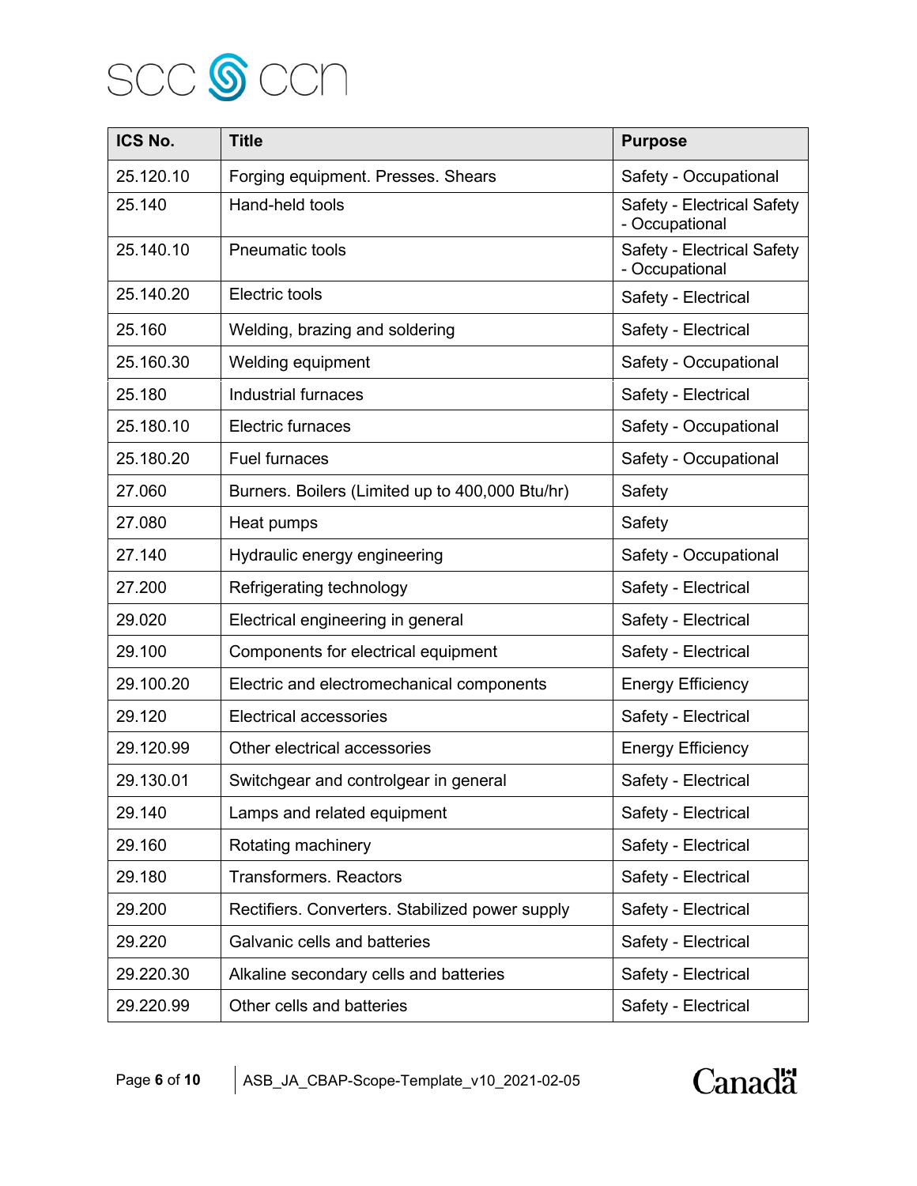| ICS No. | Title | Purpose |
|---|---|---|
| 25.120.10 | Forging equipment. Presses. Shears | Safety - Occupational |
| 25.140 | Hand-held tools | Safety - Electrical Safety - Occupational |
| 25.140.10 | Pneumatic tools | Safety - Electrical Safety - Occupational |
| 25.140.20 | Electric tools | Safety - Electrical |
| 25.160 | Welding, brazing and soldering | Safety - Electrical |
| 25.160.30 | Welding equipment | Safety - Occupational |
| 25.180 | Industrial furnaces | Safety - Electrical |
| 25.180.10 | Electric furnaces | Safety - Occupational |
| 25.180.20 | Fuel furnaces | Safety - Occupational |
| 27.060 | Burners. Boilers (Limited up to 400,000 Btu/hr) | Safety |
| 27.080 | Heat pumps | Safety |
| 27.140 | Hydraulic energy engineering | Safety - Occupational |
| 27.200 | Refrigerating technology | Safety - Electrical |
| 29.020 | Electrical engineering in general | Safety - Electrical |
| 29.100 | Components for electrical equipment | Safety - Electrical |
| 29.100.20 | Electric and electromechanical components | Energy Efficiency |
| 29.120 | Electrical accessories | Safety - Electrical |
| 29.120.99 | Other electrical accessories | Energy Efficiency |
| 29.130.01 | Switchgear and controlgear in general | Safety - Electrical |
| 29.140 | Lamps and related equipment | Safety - Electrical |
| 29.160 | Rotating machinery | Safety - Electrical |
| 29.180 | Transformers. Reactors | Safety - Electrical |
| 29.200 | Rectifiers. Converters. Stabilized power supply | Safety - Electrical |
| 29.220 | Galvanic cells and batteries | Safety - Electrical |
| 29.220.30 | Alkaline secondary cells and batteries | Safety - Electrical |
| 29.220.99 | Other cells and batteries | Safety - Electrical |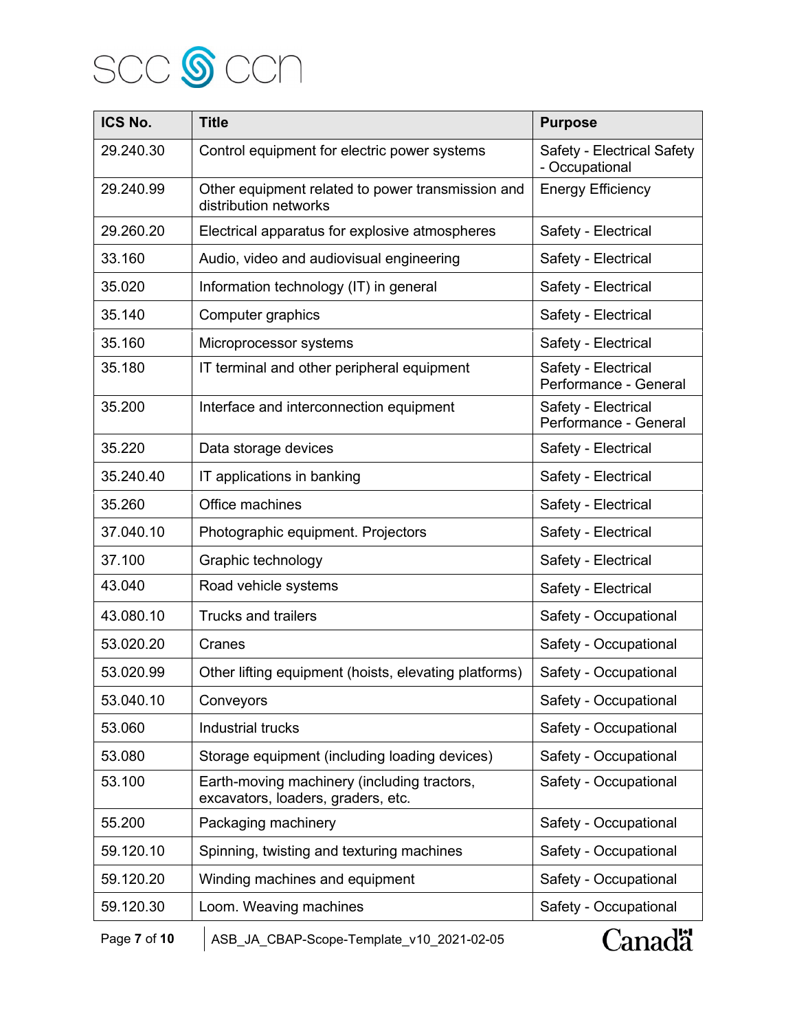| ICS No. | Title | Purpose |
|---|---|---|
| 29.240.30 | Control equipment for electric power systems | Safety - Electrical Safety - Occupational |
| 29.240.99 | Other equipment related to power transmission and distribution networks | Energy Efficiency |
| 29.260.20 | Electrical apparatus for explosive atmospheres | Safety - Electrical |
| 33.160 | Audio, video and audiovisual engineering | Safety - Electrical |
| 35.020 | Information technology (IT) in general | Safety - Electrical |
| 35.140 | Computer graphics | Safety - Electrical |
| 35.160 | Microprocessor systems | Safety - Electrical |
| 35.180 | IT terminal and other peripheral equipment | Safety - Electrical Performance - General |
| 35.200 | Interface and interconnection equipment | Safety - Electrical Performance - General |
| 35.220 | Data storage devices | Safety - Electrical |
| 35.240.40 | IT applications in banking | Safety - Electrical |
| 35.260 | Office machines | Safety - Electrical |
| 37.040.10 | Photographic equipment. Projectors | Safety - Electrical |
| 37.100 | Graphic technology | Safety - Electrical |
| 43.040 | Road vehicle systems | Safety - Electrical |
| 43.080.10 | Trucks and trailers | Safety - Occupational |
| 53.020.20 | Cranes | Safety - Occupational |
| 53.020.99 | Other lifting equipment (hoists, elevating platforms) | Safety - Occupational |
| 53.040.10 | Conveyors | Safety - Occupational |
| 53.060 | Industrial trucks | Safety - Occupational |
| 53.080 | Storage equipment (including loading devices) | Safety - Occupational |
| 53.100 | Earth-moving machinery (including tractors, excavators, loaders, graders, etc. | Safety - Occupational |
| 55.200 | Packaging machinery | Safety - Occupational |
| 59.120.10 | Spinning, twisting and texturing machines | Safety - Occupational |
| 59.120.20 | Winding machines and equipment | Safety - Occupational |
| 59.120.30 | Loom. Weaving machines | Safety - Occupational |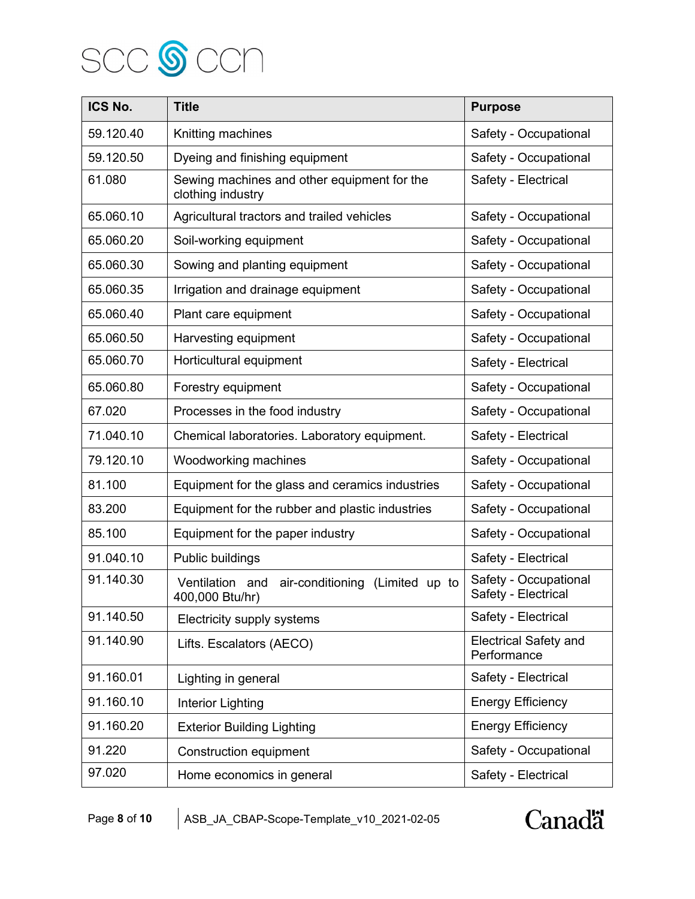| ICS No. | Title | Purpose |
|---|---|---|
| 59.120.40 | Knitting machines | Safety - Occupational |
| 59.120.50 | Dyeing and finishing equipment | Safety - Occupational |
| 61.080 | Sewing machines and other equipment for the clothing industry | Safety - Electrical |
| 65.060.10 | Agricultural tractors and trailed vehicles | Safety - Occupational |
| 65.060.20 | Soil-working equipment | Safety - Occupational |
| 65.060.30 | Sowing and planting equipment | Safety - Occupational |
| 65.060.35 | Irrigation and drainage equipment | Safety - Occupational |
| 65.060.40 | Plant care equipment | Safety - Occupational |
| 65.060.50 | Harvesting equipment | Safety - Occupational |
| 65.060.70 | Horticultural equipment | Safety - Electrical |
| 65.060.80 | Forestry equipment | Safety - Occupational |
| 67.020 | Processes in the food industry | Safety - Occupational |
| 71.040.10 | Chemical laboratories. Laboratory equipment. | Safety - Electrical |
| 79.120.10 | Woodworking machines | Safety - Occupational |
| 81.100 | Equipment for the glass and ceramics industries | Safety - Occupational |
| 83.200 | Equipment for the rubber and plastic industries | Safety - Occupational |
| 85.100 | Equipment for the paper industry | Safety - Occupational |
| 91.040.10 | Public buildings | Safety - Electrical |
| 91.140.30 | Ventilation and air-conditioning (Limited up to 400,000 Btu/hr) | Safety - Occupational<br>Safety - Electrical |
| 91.140.50 | Electricity supply systems | Safety - Electrical |
| 91.140.90 | Lifts. Escalators (AECO) | Electrical Safety and Performance |
| 91.160.01 | Lighting in general | Safety - Electrical |
| 91.160.10 | Interior Lighting | Energy Efficiency |
| 91.160.20 | Exterior Building Lighting | Energy Efficiency |
| 91.220 | Construction equipment | Safety - Occupational |
| 97.020 | Home economics in general | Safety - Electrical |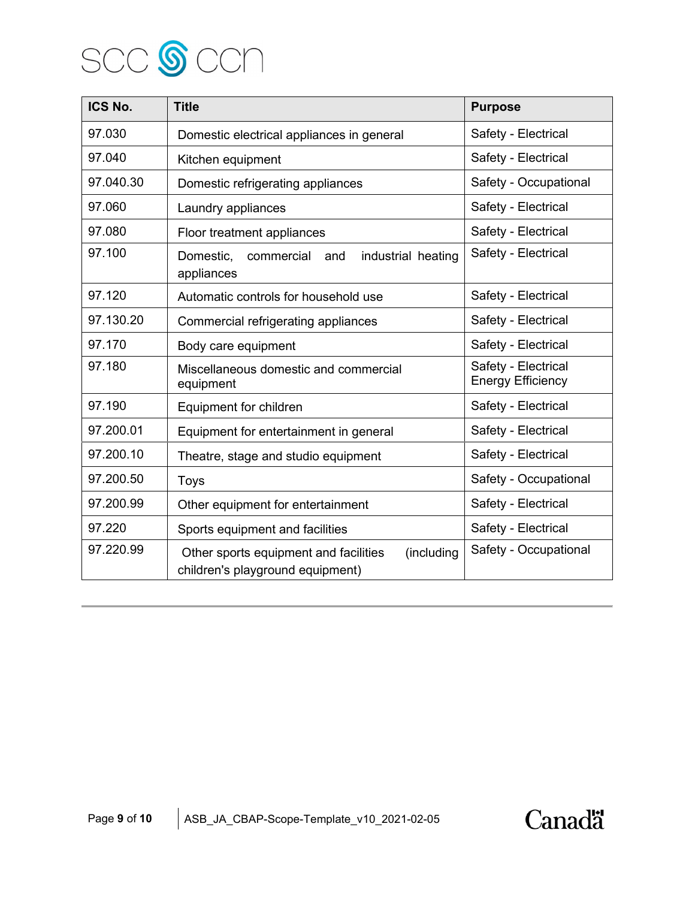| ICS No. | Title | Purpose |
|---|---|---|
| 97.030 | Domestic electrical appliances in general | Safety - Electrical |
| 97.040 | Kitchen equipment | Safety - Electrical |
| 97.040.30 | Domestic refrigerating appliances | Safety - Occupational |
| 97.060 | Laundry appliances | Safety - Electrical |
| 97.080 | Floor treatment appliances | Safety - Electrical |
| 97.100 | Domestic, commercial and industrial heating appliances | Safety - Electrical |
| 97.120 | Automatic controls for household use | Safety - Electrical |
| 97.130.20 | Commercial refrigerating appliances | Safety - Electrical |
| 97.170 | Body care equipment | Safety - Electrical |
| 97.180 | Miscellaneous domestic and commercial equipment | Safety - Electrical<br>Energy Efficiency |
| 97.190 | Equipment for children | Safety - Electrical |
| 97.200.01 | Equipment for entertainment in general | Safety - Electrical |
| 97.200.10 | Theatre, stage and studio equipment | Safety - Electrical |
| 97.200.50 | Toys | Safety - Occupational |
| 97.200.99 | Other equipment for entertainment | Safety - Electrical |
| 97.220 | Sports equipment and facilities | Safety - Electrical |
| 97.220.99 | Other sports equipment and facilities (including children's playground equipment) | Safety - Occupational |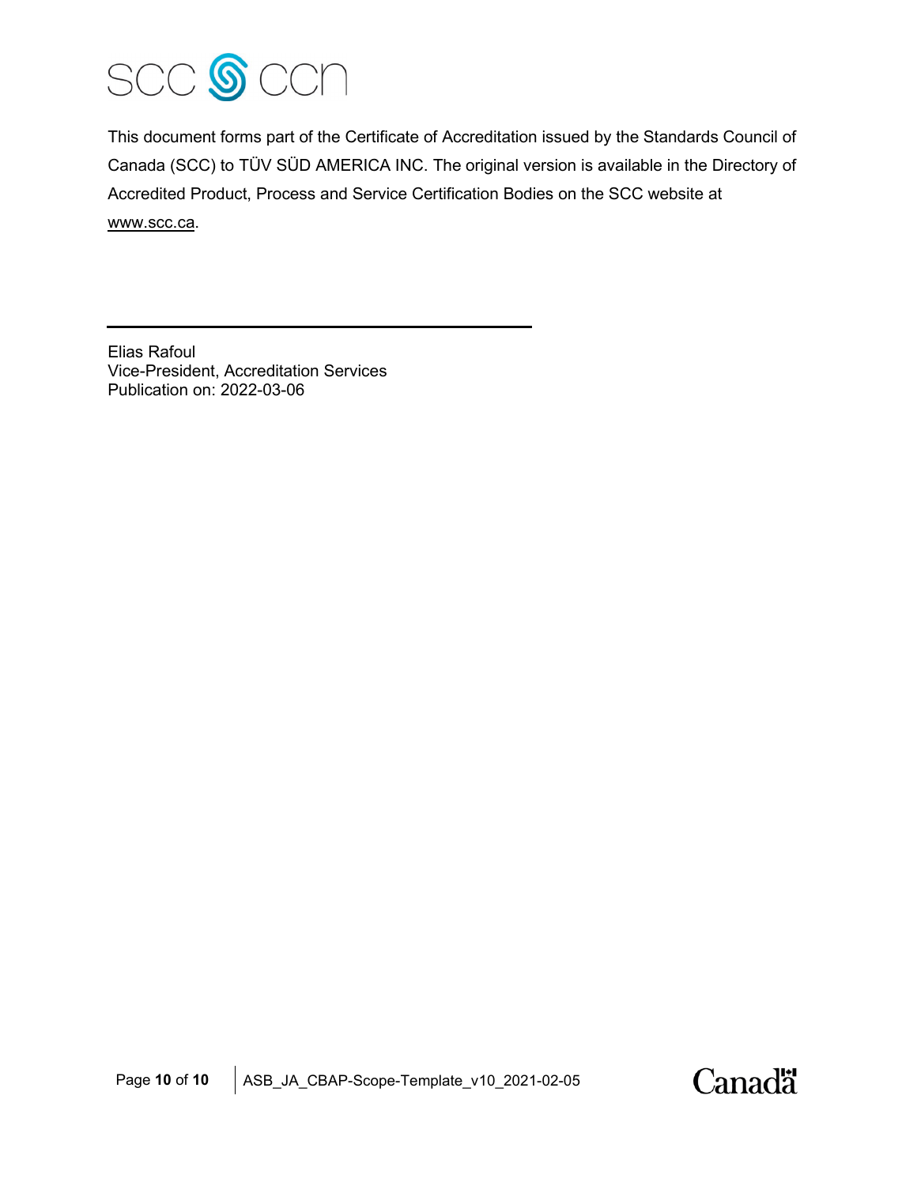This document forms part of the Certificate of Accreditation issued by the Standards Council of Canada (SCC) to TÜV SÜD AMERICA INC. The original version is available in the Directory of Accredited Product, Process and Service Certification Bodies on the SCC website at www.scc.ca.

---

Elias Rafoul
Vice-President, Accreditation Services
Publication on: 2022-03-06